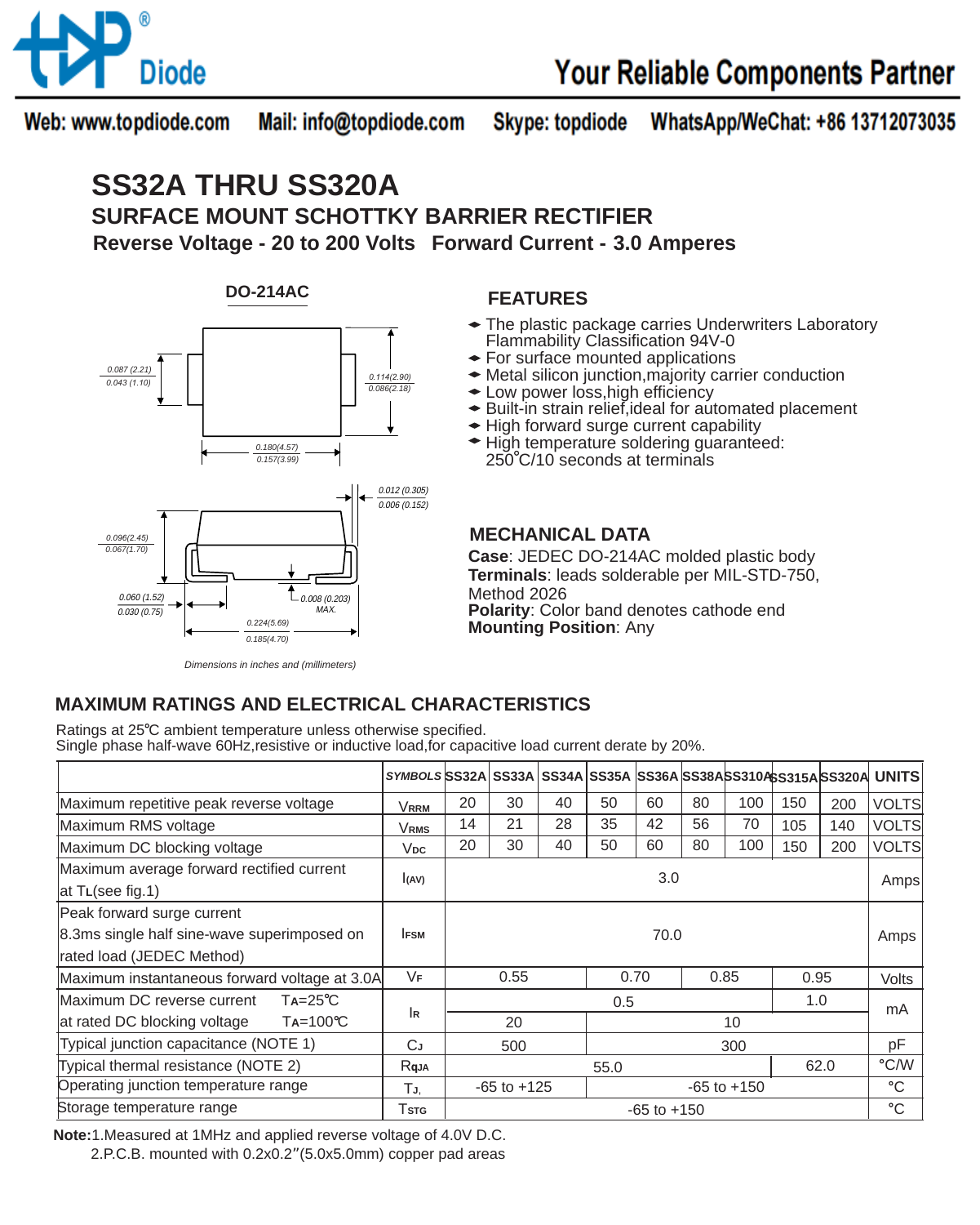Diode

Your Reliable Components Partner

Web: www.topdiode.com  Mail: info@topdiode.com  Skype: topdiode  WhatsApp/WeChat: +86 13712073035

# SS32A THRU SS320A

## SURFACE MOUNT SCHOTTKY BARRIER RECTIFIER

**Reverse Voltage - 20 to 200 Volts  Forward Current - 3.0 Amperes**

**DO-214AC**

0.087 (2.21) / 0.043 (1.10)
0.114(2.90) / 0.086(2.18)
0.180(4.57) / 0.157(3.99)
0.012 (0.305) / 0.006 (0.152)
0.096(2.45) / 0.067(1.70)
0.060 (1.52) / 0.030 (0.75)
0.008 (0.203) MAX.
0.224(5.69) / 0.185(4.70)

*Dimensions in inches and (millimeters)*

### FEATURES

- The plastic package carries Underwriters Laboratory Flammability Classification 94V-0
- For surface mounted applications
- Metal silicon junction,majority carrier conduction
- Low power loss,high efficiency
- Built-in strain relief,ideal for automated placement
- High forward surge current capability
- High temperature soldering guaranteed: 250˚C/10 seconds at terminals

### MECHANICAL DATA

**Case**: JEDEC DO-214AC molded plastic body
**Terminals**: leads solderable per MIL-STD-750, Method 2026
**Polarity**: Color band denotes cathode end
**Mounting Position**: Any

## MAXIMUM RATINGS AND ELECTRICAL CHARACTERISTICS

Ratings at 25℃ ambient temperature unless otherwise specified.
Single phase half-wave 60Hz,resistive or inductive load,for capacitive load current derate by 20%.

| | SYMBOLS | SS32A | SS33A | SS34A | SS35A | SS36A | SS38A | SS310A | SS315A | SS320A | UNITS |
|---|---|---|---|---|---|---|---|---|---|---|---|
| Maximum repetitive peak reverse voltage | $V_{RRM}$ | 20 | 30 | 40 | 50 | 60 | 80 | 100 | 150 | 200 | VOLTS |
| Maximum RMS voltage | $V_{RMS}$ | 14 | 21 | 28 | 35 | 42 | 56 | 70 | 105 | 140 | VOLTS |
| Maximum DC blocking voltage | $V_{DC}$ | 20 | 30 | 40 | 50 | 60 | 80 | 100 | 150 | 200 | VOLTS |
| Maximum average forward rectified current at $T_L$(see fig.1) | $I_{(AV)}$ | 3.0 | | | | | | | | | Amps |
| Peak forward surge current 8.3ms single half sine-wave superimposed on rated load (JEDEC Method) | $I_{FSM}$ | 70.0 | | | | | | | | | Amps |
| Maximum instantaneous forward voltage at 3.0A | $V_F$ | 0.55 | | | 0.70 | | 0.85 | | 0.95 | | Volts |
| Maximum DC reverse current $T_A$=25℃ | $I_R$ | 0.5 | | | | | | | 1.0 | | mA |
| at rated DC blocking voltage $T_A$=100℃ | | 20 | | | 10 | | | | | | |
| Typical junction capacitance (NOTE 1) | $C_J$ | 500 | | | 300 | | | | | | pF |
| Typical thermal resistance (NOTE 2) | $R_{θJA}$ | 55.0 | | | | | | | 62.0 | | °C/W |
| Operating junction temperature range | $T_J$, | -65 to +125 | | | -65 to +150 | | | | | | °C |
| Storage temperature range | $T_{STG}$ | -65 to +150 | | | | | | | | | °C |

**Note:**1.Measured at 1MHz and applied reverse voltage of 4.0V D.C.
2.P.C.B. mounted with 0.2x0.2″(5.0x5.0mm) copper pad areas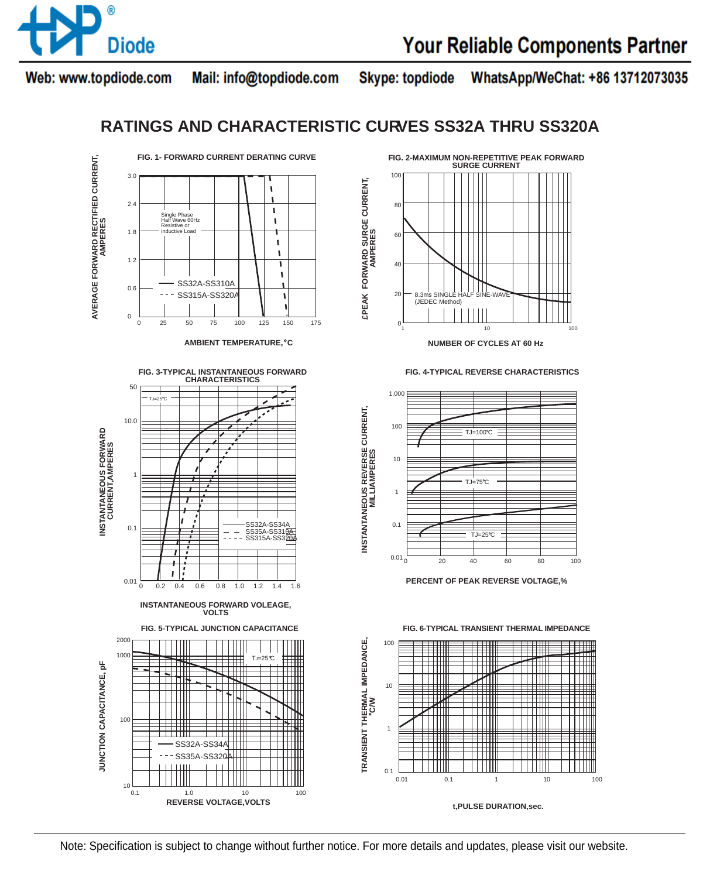# RATINGS AND CHARACTERISTIC CURVES SS32A THRU SS320A

**FIG. 1- FORWARD CURRENT DERATING CURVE**

AVERAGE FORWARD RECTIFIED CURRENT, AMPERES

3.0
2.4
1.8
1.2
0.6
0

Single Phase
Half Wave 60Hz
Resistive or
inductive Load

SS32A-SS310A
SS315A-SS320A

0 25 50 75 100 125 150 175

AMBIENT TEMPERATURE,°C

**FIG. 2-MAXIMUM NON-REPETITIVE PEAK FORWARD SURGE CURRENT**

£PEAK FORWARD SURGE CURRENT, AMPERES

100
80
60
40
20
0

8.3ms SINGLE HALF SINE-WAVE
(JEDEC Method)

1 10 100

NUMBER OF CYCLES AT 60 Hz

**FIG. 3-TYPICAL INSTANTANEOUS FORWARD CHARACTERISTICS**

INSTANTANEOUS FORWARD CURRENT,AMPERES

50
10.0
1
0.1
0.01

TJ=25℃

SS32A-SS34A
SS35A-SS310A
SS315A-SS320A

0 0.2 0.4 0.6 0.8 1.0 1.2 1.4 1.6

INSTANTANEOUS FORWARD VOLEAGE, VOLTS

**FIG. 4-TYPICAL REVERSE CHARACTERISTICS**

INSTANTANEOUS REVERSE CURRENT, MILLIAMPERES

1,000
100
10
1
0.1
0.01

TJ=100℃
TJ=75℃
TJ=25℃

0 20 40 60 80 100

PERCENT OF PEAK REVERSE VOLTAGE,%

**FIG. 5-TYPICAL JUNCTION CAPACITANCE**

JUNCTION CAPACITANCE, pF

2000
1000
100
10

TJ=25℃

SS32A-SS34A
SS35A-SS320A

0.1 1.0 10 100

REVERSE VOLTAGE,VOLTS

**FIG. 6-TYPICAL TRANSIENT THERMAL IMPEDANCE**

TRANSIENT THERMAL IMPEDANCE, ℃/W

100
10
1
0.1

0.01 0.1 1 10 100

t,PULSE DURATION,sec.

Note: Specification is subject to change without further notice. For more details and updates, please visit our website.